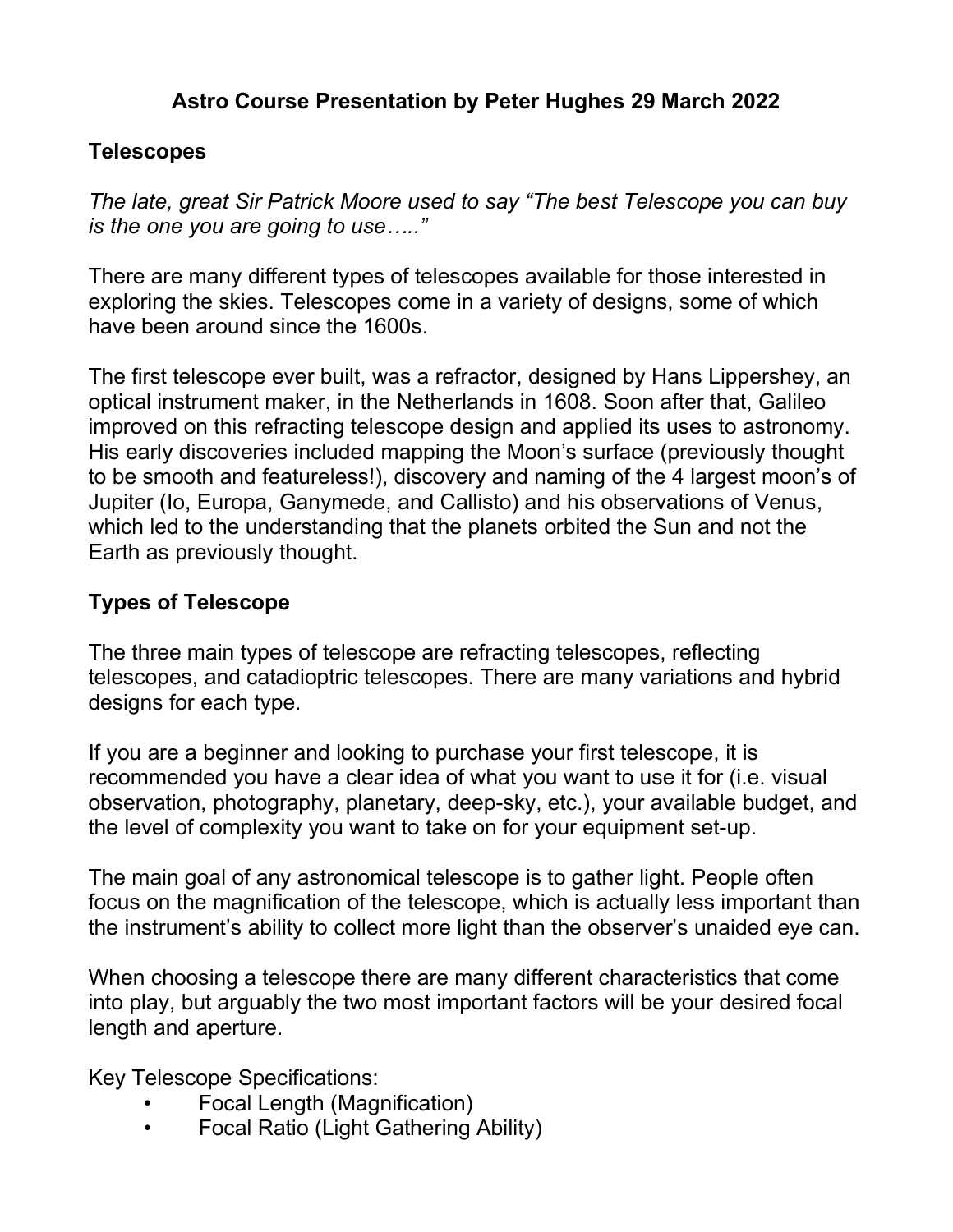# Astro Course Presentation by Peter Hughes 29 March 2022

## Telescopes

*The late, great Sir Patrick Moore used to say "The best Telescope you can buy is the one you are going to use….."*

There are many different types of telescopes available for those interested in exploring the skies. Telescopes come in a variety of designs, some of which have been around since the 1600s.

The first telescope ever built, was a refractor, designed by Hans Lippershey, an optical instrument maker, in the Netherlands in 1608. Soon after that, Galileo improved on this refracting telescope design and applied its uses to astronomy. His early discoveries included mapping the Moon's surface (previously thought to be smooth and featureless!), discovery and naming of the 4 largest moon's of Jupiter (Io, Europa, Ganymede, and Callisto) and his observations of Venus, which led to the understanding that the planets orbited the Sun and not the Earth as previously thought.

## Types of Telescope

The three main types of telescope are refracting telescopes, reflecting telescopes, and catadioptric telescopes. There are many variations and hybrid designs for each type.

If you are a beginner and looking to purchase your first telescope, it is recommended you have a clear idea of what you want to use it for (i.e. visual observation, photography, planetary, deep-sky, etc.), your available budget, and the level of complexity you want to take on for your equipment set-up.

The main goal of any astronomical telescope is to gather light. People often focus on the magnification of the telescope, which is actually less important than the instrument's ability to collect more light than the observer's unaided eye can.

When choosing a telescope there are many different characteristics that come into play, but arguably the two most important factors will be your desired focal length and aperture.

Key Telescope Specifications:

- Focal Length (Magnification)
- Focal Ratio (Light Gathering Ability)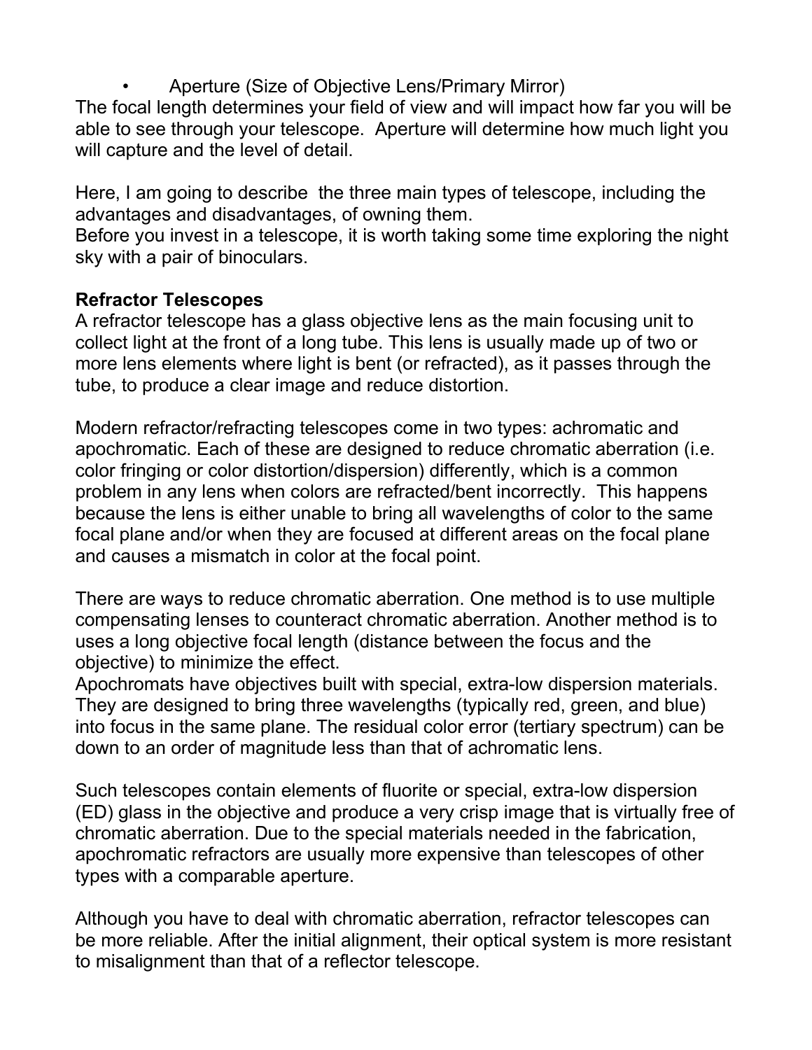- Aperture (Size of Objective Lens/Primary Mirror)

The focal length determines your field of view and will impact how far you will be able to see through your telescope. Aperture will determine how much light you will capture and the level of detail.

Here, I am going to describe the three main types of telescope, including the advantages and disadvantages, of owning them.
Before you invest in a telescope, it is worth taking some time exploring the night sky with a pair of binoculars.

**Refractor Telescopes**
A refractor telescope has a glass objective lens as the main focusing unit to collect light at the front of a long tube. This lens is usually made up of two or more lens elements where light is bent (or refracted), as it passes through the tube, to produce a clear image and reduce distortion.

Modern refractor/refracting telescopes come in two types: achromatic and apochromatic. Each of these are designed to reduce chromatic aberration (i.e. color fringing or color distortion/dispersion) differently, which is a common problem in any lens when colors are refracted/bent incorrectly. This happens because the lens is either unable to bring all wavelengths of color to the same focal plane and/or when they are focused at different areas on the focal plane and causes a mismatch in color at the focal point.

There are ways to reduce chromatic aberration. One method is to use multiple compensating lenses to counteract chromatic aberration. Another method is to uses a long objective focal length (distance between the focus and the objective) to minimize the effect.
Apochromats have objectives built with special, extra-low dispersion materials. They are designed to bring three wavelengths (typically red, green, and blue) into focus in the same plane. The residual color error (tertiary spectrum) can be down to an order of magnitude less than that of achromatic lens.

Such telescopes contain elements of fluorite or special, extra-low dispersion (ED) glass in the objective and produce a very crisp image that is virtually free of chromatic aberration. Due to the special materials needed in the fabrication, apochromatic refractors are usually more expensive than telescopes of other types with a comparable aperture.

Although you have to deal with chromatic aberration, refractor telescopes can be more reliable. After the initial alignment, their optical system is more resistant to misalignment than that of a reflector telescope.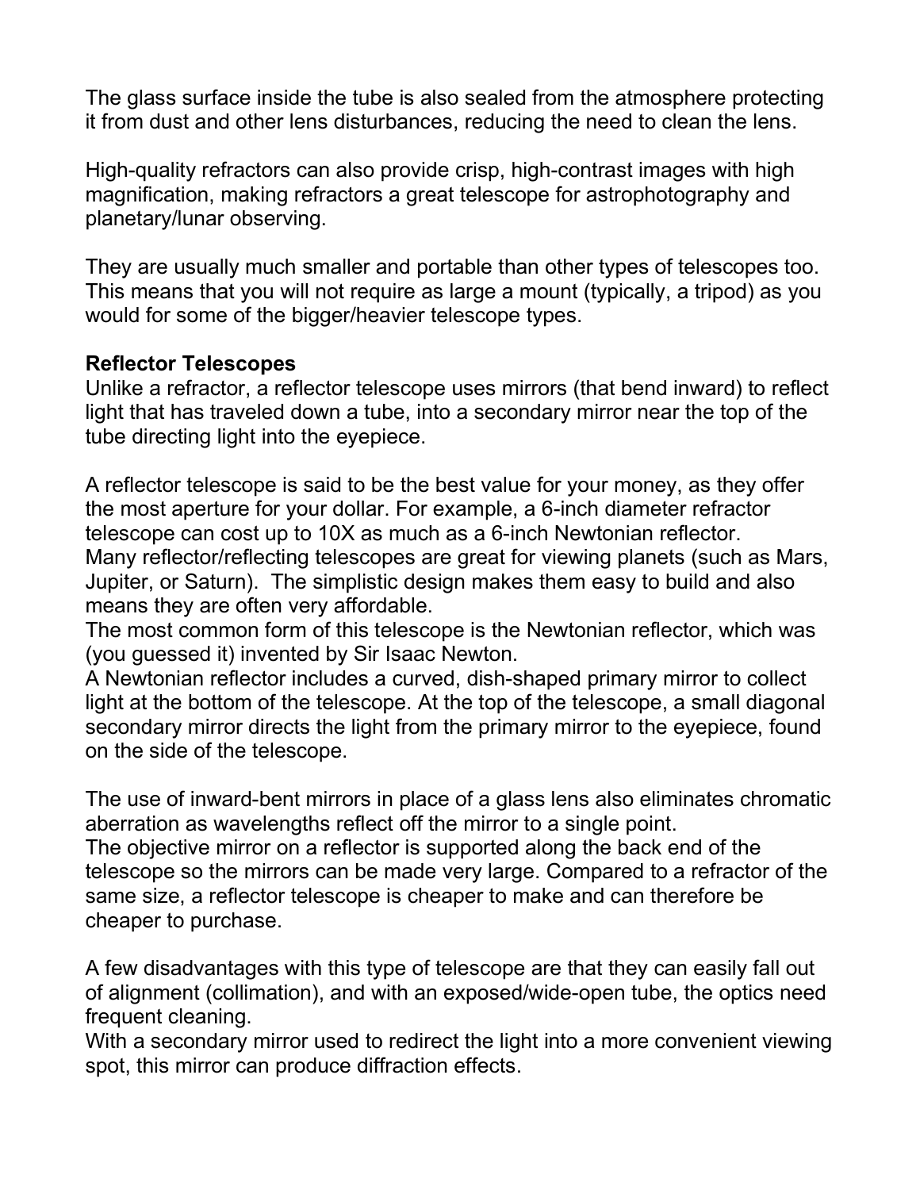The glass surface inside the tube is also sealed from the atmosphere protecting it from dust and other lens disturbances, reducing the need to clean the lens.

High-quality refractors can also provide crisp, high-contrast images with high magnification, making refractors a great telescope for astrophotography and planetary/lunar observing.

They are usually much smaller and portable than other types of telescopes too. This means that you will not require as large a mount (typically, a tripod) as you would for some of the bigger/heavier telescope types.

**Reflector Telescopes**

Unlike a refractor, a reflector telescope uses mirrors (that bend inward) to reflect light that has traveled down a tube, into a secondary mirror near the top of the tube directing light into the eyepiece.

A reflector telescope is said to be the best value for your money, as they offer the most aperture for your dollar. For example, a 6-inch diameter refractor telescope can cost up to 10X as much as a 6-inch Newtonian reflector.
Many reflector/reflecting telescopes are great for viewing planets (such as Mars, Jupiter, or Saturn). The simplistic design makes them easy to build and also means they are often very affordable.
The most common form of this telescope is the Newtonian reflector, which was (you guessed it) invented by Sir Isaac Newton.
A Newtonian reflector includes a curved, dish-shaped primary mirror to collect light at the bottom of the telescope. At the top of the telescope, a small diagonal secondary mirror directs the light from the primary mirror to the eyepiece, found on the side of the telescope.

The use of inward-bent mirrors in place of a glass lens also eliminates chromatic aberration as wavelengths reflect off the mirror to a single point.
The objective mirror on a reflector is supported along the back end of the telescope so the mirrors can be made very large. Compared to a refractor of the same size, a reflector telescope is cheaper to make and can therefore be cheaper to purchase.

A few disadvantages with this type of telescope are that they can easily fall out of alignment (collimation), and with an exposed/wide-open tube, the optics need frequent cleaning.
With a secondary mirror used to redirect the light into a more convenient viewing spot, this mirror can produce diffraction effects.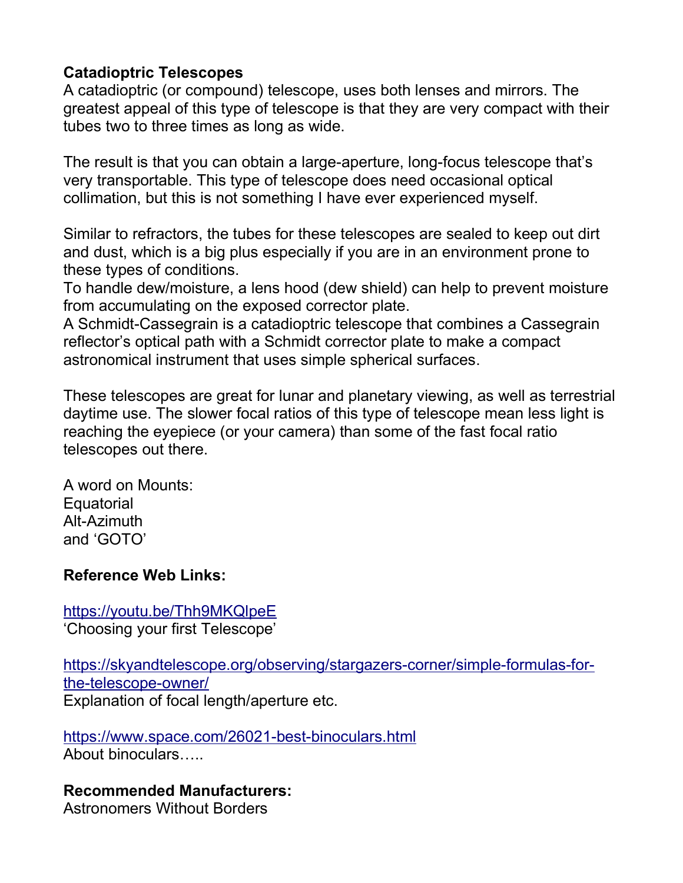**Catadioptric Telescopes**

A catadioptric (or compound) telescope, uses both lenses and mirrors. The greatest appeal of this type of telescope is that they are very compact with their tubes two to three times as long as wide.

The result is that you can obtain a large-aperture, long-focus telescope that's very transportable. This type of telescope does need occasional optical collimation, but this is not something I have ever experienced myself.

Similar to refractors, the tubes for these telescopes are sealed to keep out dirt and dust, which is a big plus especially if you are in an environment prone to these types of conditions.
To handle dew/moisture, a lens hood (dew shield) can help to prevent moisture from accumulating on the exposed corrector plate.
A Schmidt-Cassegrain is a catadioptric telescope that combines a Cassegrain reflector's optical path with a Schmidt corrector plate to make a compact astronomical instrument that uses simple spherical surfaces.

These telescopes are great for lunar and planetary viewing, as well as terrestrial daytime use. The slower focal ratios of this type of telescope mean less light is reaching the eyepiece (or your camera) than some of the fast focal ratio telescopes out there.

A word on Mounts:
Equatorial
Alt-Azimuth
and 'GOTO'

**Reference Web Links:**

https://youtu.be/Thh9MKQlpeE
'Choosing your first Telescope'

https://skyandtelescope.org/observing/stargazers-corner/simple-formulas-for-the-telescope-owner/
Explanation of focal length/aperture etc.

https://www.space.com/26021-best-binoculars.html
About binoculars…..

**Recommended Manufacturers:**
Astronomers Without Borders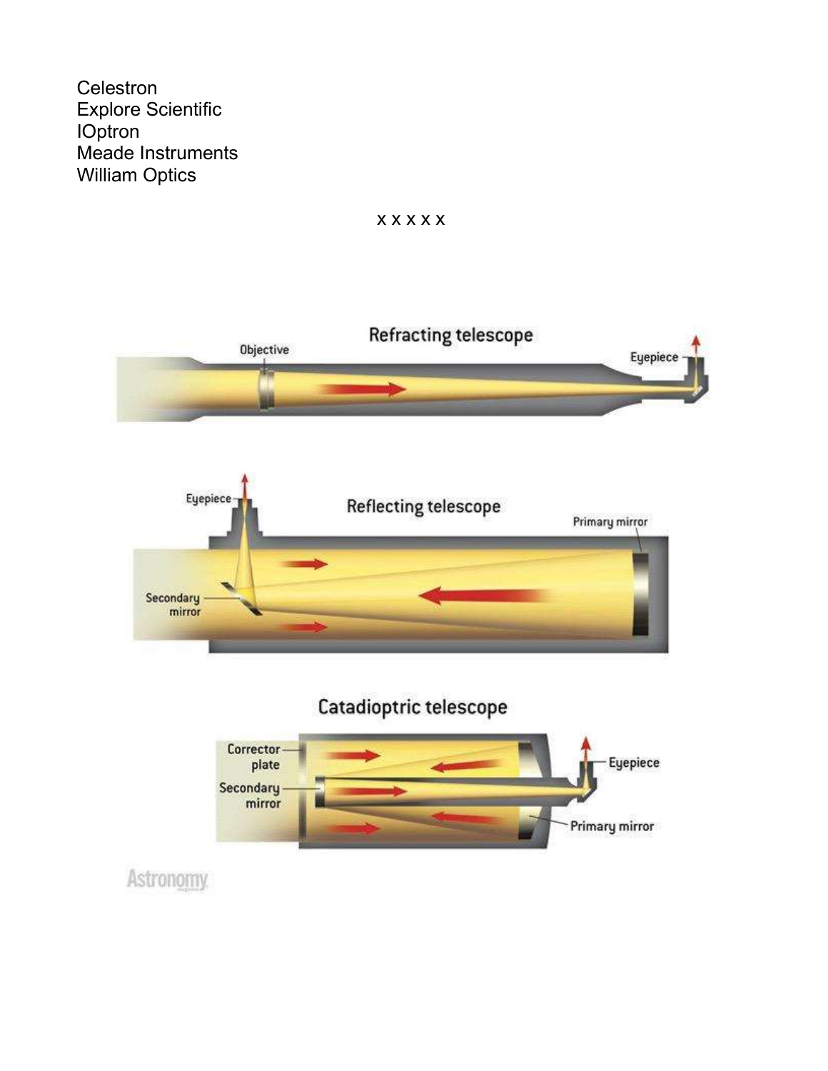Celestron
Explore Scientific
IOptron
Meade Instruments
William Optics

x x x x x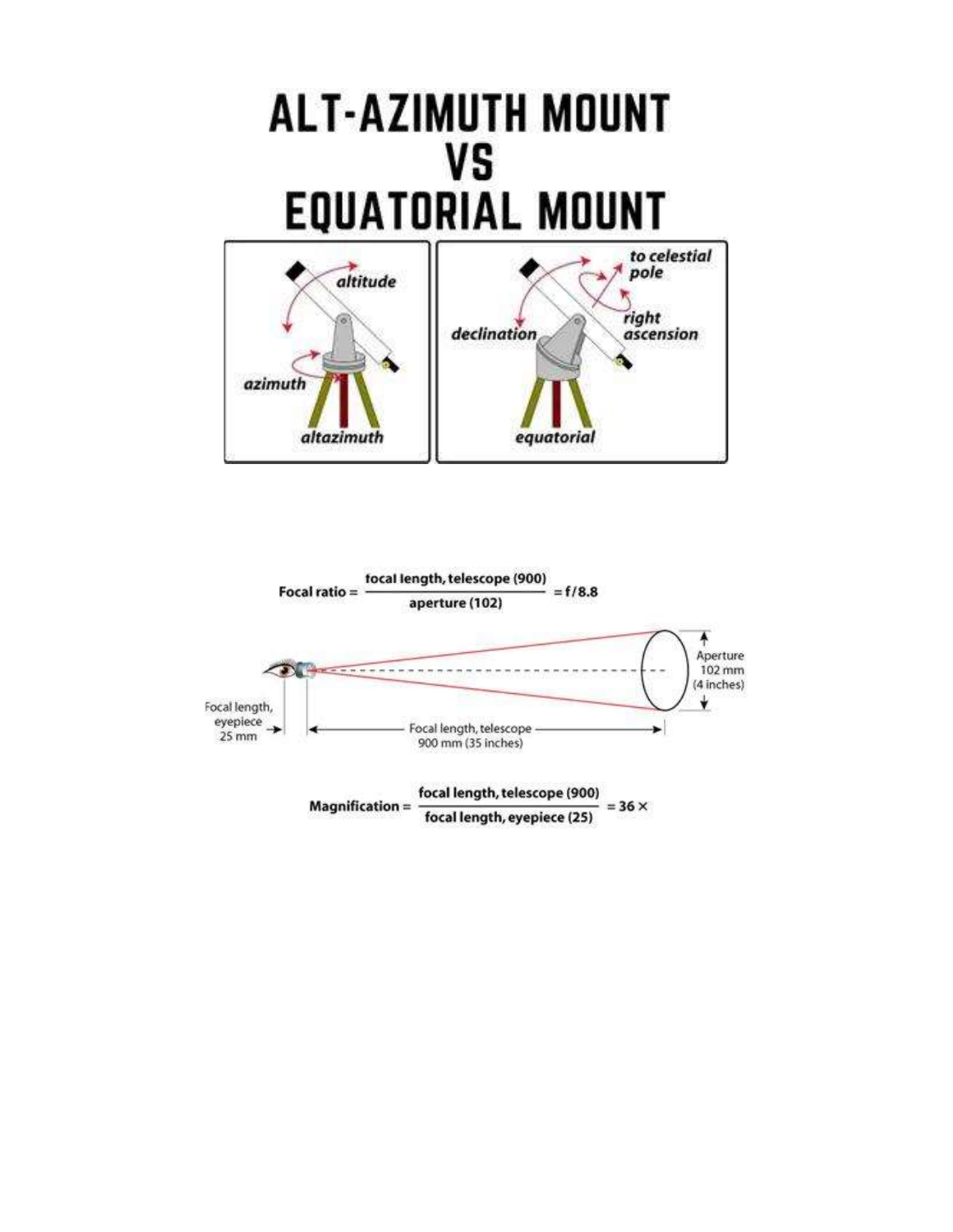# ALT-AZIMUTH MOUNT
# VS
# EQUATORIAL MOUNT

altitude

azimuth

altazimuth

to celestial pole

right ascension

declination

equatorial

$$\text{Focal ratio} = \frac{\text{focal length, telescope (900)}}{\text{aperture (102)}} = f/8.8$$

Aperture 102 mm (4 inches)

Focal length, eyepiece 25 mm

Focal length, telescope 900 mm (35 inches)

$$\text{Magnification} = \frac{\text{focal length, telescope (900)}}{\text{focal length, eyepiece (25)}} = 36\times$$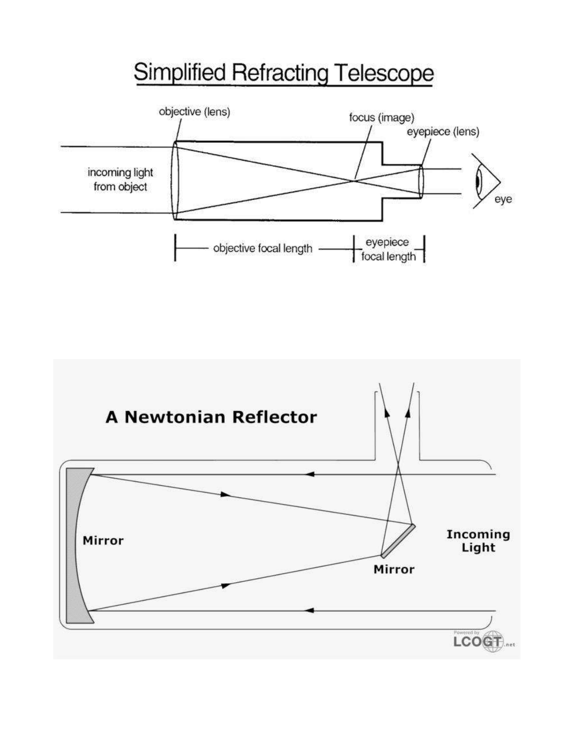## Simplified Refracting Telescope

objective (lens)

focus (image)

eyepiece (lens)

incoming light from object

eye

objective focal length

eyepiece focal length

## A Newtonian Reflector

Mirror

Mirror

Incoming Light

Powered by LCOGT.net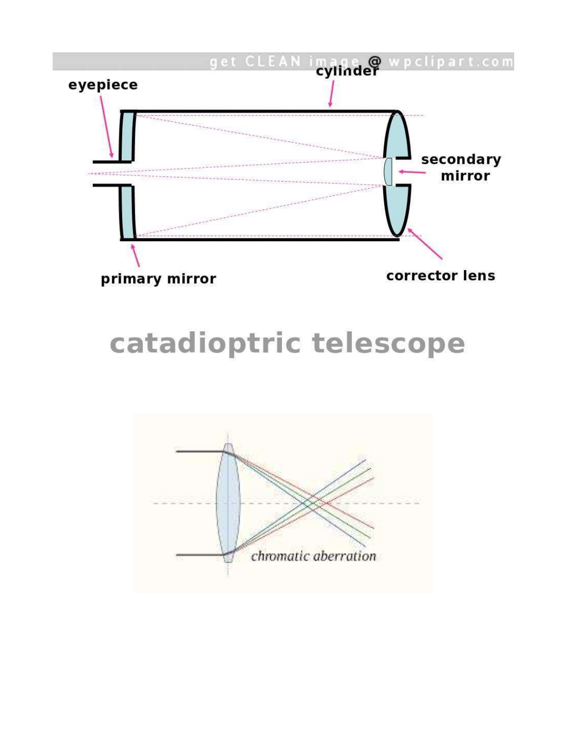eyepiece

cylinder

secondary mirror

primary mirror

corrector lens

# catadioptric telescope

*chromatic aberration*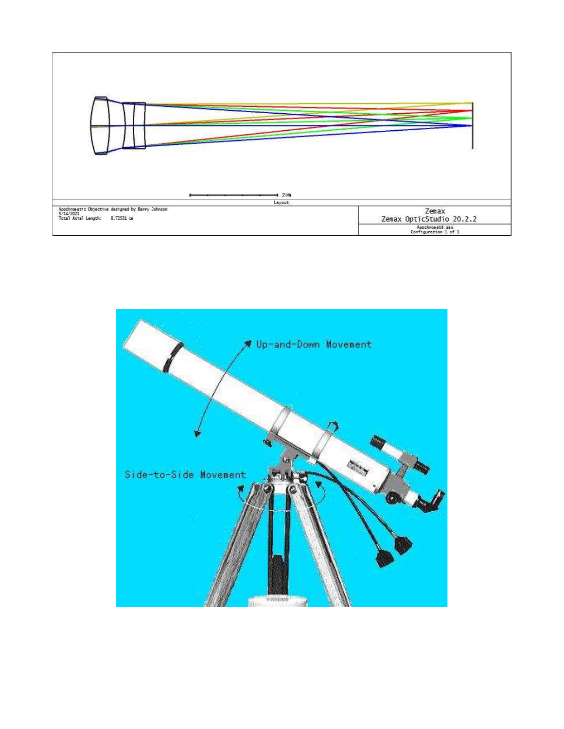Apochromatic Objective designed by Barry Johnson
5/14/2021
Total Axial Length: 8.72531 cm

Layout

Zemax
Zemax OpticStudio 20.2.2

Apochromat4.zmx
Configuration 1 of 1

2 cm

Up-and-Down Movement

Side-to-Side Movement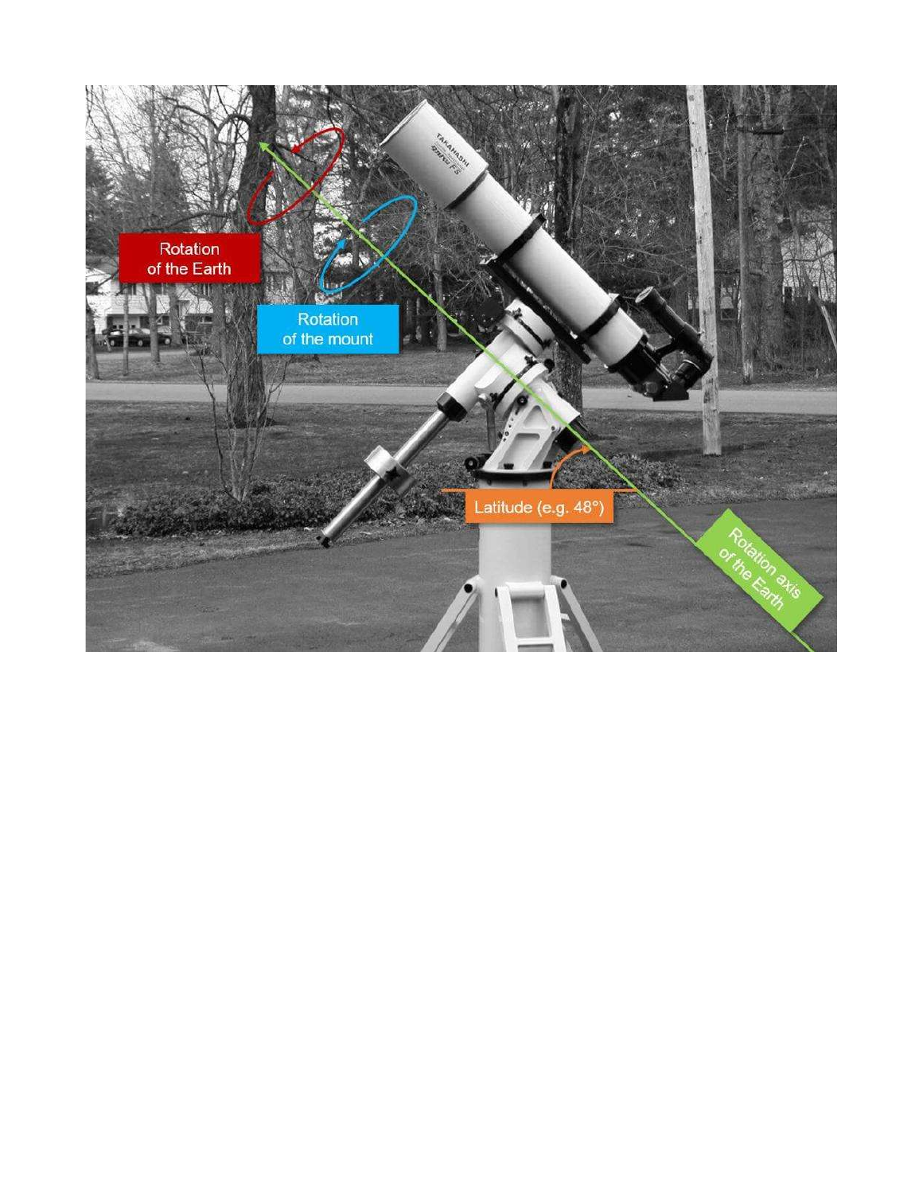Rotation of the Earth

Rotation of the mount

Latitude (e.g. 48°)

Rotation axis of the Earth